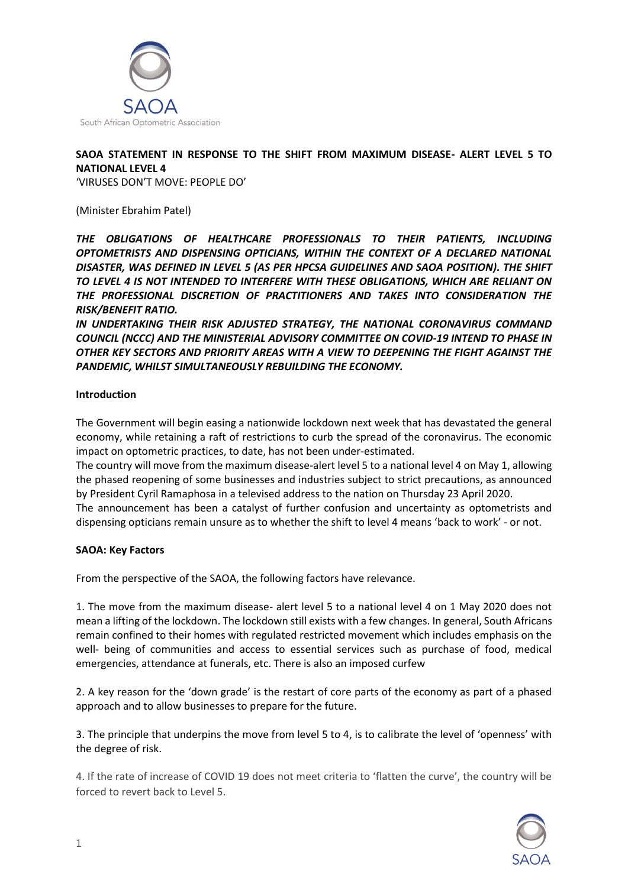**SAOA STATEMENT IN RESPONSE TO THE SHIFT FROM MAXIMUM DISEASE- ALERT LEVEL 5 TO NATIONAL LEVEL 4**

'VIRUSES DON'T MOVE: PEOPLE DO'

(Minister Ebrahim Patel)

***THE OBLIGATIONS OF HEALTHCARE PROFESSIONALS TO THEIR PATIENTS, INCLUDING OPTOMETRISTS AND DISPENSING OPTICIANS, WITHIN THE CONTEXT OF A DECLARED NATIONAL DISASTER, WAS DEFINED IN LEVEL 5 (AS PER HPCSA GUIDELINES AND SAOA POSITION). THE SHIFT TO LEVEL 4 IS NOT INTENDED TO INTERFERE WITH THESE OBLIGATIONS, WHICH ARE RELIANT ON THE PROFESSIONAL DISCRETION OF PRACTITIONERS AND TAKES INTO CONSIDERATION THE RISK/BENEFIT RATIO.***

***IN UNDERTAKING THEIR RISK ADJUSTED STRATEGY, THE NATIONAL CORONAVIRUS COMMAND COUNCIL (NCCC) AND THE MINISTERIAL ADVISORY COMMITTEE ON COVID-19 INTEND TO PHASE IN OTHER KEY SECTORS AND PRIORITY AREAS WITH A VIEW TO DEEPENING THE FIGHT AGAINST THE PANDEMIC, WHILST SIMULTANEOUSLY REBUILDING THE ECONOMY.***

**Introduction**

The Government will begin easing a nationwide lockdown next week that has devastated the general economy, while retaining a raft of restrictions to curb the spread of the coronavirus. The economic impact on optometric practices, to date, has not been under-estimated.

The country will move from the maximum disease-alert level 5 to a national level 4 on May 1, allowing the phased reopening of some businesses and industries subject to strict precautions, as announced by President Cyril Ramaphosa in a televised address to the nation on Thursday 23 April 2020.

The announcement has been a catalyst of further confusion and uncertainty as optometrists and dispensing opticians remain unsure as to whether the shift to level 4 means 'back to work' - or not.

**SAOA: Key Factors**

From the perspective of the SAOA, the following factors have relevance.

1. The move from the maximum disease- alert level 5 to a national level 4 on 1 May 2020 does not mean a lifting of the lockdown. The lockdown still exists with a few changes. In general, South Africans remain confined to their homes with regulated restricted movement which includes emphasis on the well- being of communities and access to essential services such as purchase of food, medical emergencies, attendance at funerals, etc. There is also an imposed curfew

2. A key reason for the 'down grade' is the restart of core parts of the economy as part of a phased approach and to allow businesses to prepare for the future.

3. The principle that underpins the move from level 5 to 4, is to calibrate the level of 'openness' with the degree of risk.

4. If the rate of increase of COVID 19 does not meet criteria to 'flatten the curve', the country will be forced to revert back to Level 5.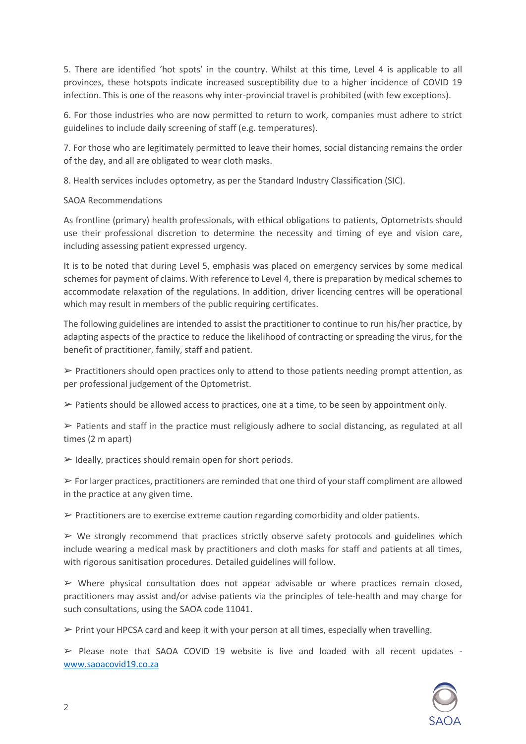5. There are identified 'hot spots' in the country. Whilst at this time, Level 4 is applicable to all provinces, these hotspots indicate increased susceptibility due to a higher incidence of COVID 19 infection. This is one of the reasons why inter-provincial travel is prohibited (with few exceptions).

6. For those industries who are now permitted to return to work, companies must adhere to strict guidelines to include daily screening of staff (e.g. temperatures).

7. For those who are legitimately permitted to leave their homes, social distancing remains the order of the day, and all are obligated to wear cloth masks.

8. Health services includes optometry, as per the Standard Industry Classification (SIC).

SAOA Recommendations

As frontline (primary) health professionals, with ethical obligations to patients, Optometrists should use their professional discretion to determine the necessity and timing of eye and vision care, including assessing patient expressed urgency.

It is to be noted that during Level 5, emphasis was placed on emergency services by some medical schemes for payment of claims. With reference to Level 4, there is preparation by medical schemes to accommodate relaxation of the regulations. In addition, driver licencing centres will be operational which may result in members of the public requiring certificates.

The following guidelines are intended to assist the practitioner to continue to run his/her practice, by adapting aspects of the practice to reduce the likelihood of contracting or spreading the virus, for the benefit of practitioner, family, staff and patient.

➢ Practitioners should open practices only to attend to those patients needing prompt attention, as per professional judgement of the Optometrist.

➢ Patients should be allowed access to practices, one at a time, to be seen by appointment only.

➢ Patients and staff in the practice must religiously adhere to social distancing, as regulated at all times (2 m apart)

➢ Ideally, practices should remain open for short periods.

➢ For larger practices, practitioners are reminded that one third of your staff compliment are allowed in the practice at any given time.

➢ Practitioners are to exercise extreme caution regarding comorbidity and older patients.

➢ We strongly recommend that practices strictly observe safety protocols and guidelines which include wearing a medical mask by practitioners and cloth masks for staff and patients at all times, with rigorous sanitisation procedures. Detailed guidelines will follow.

➢ Where physical consultation does not appear advisable or where practices remain closed, practitioners may assist and/or advise patients via the principles of tele-health and may charge for such consultations, using the SAOA code 11041.

➢ Print your HPCSA card and keep it with your person at all times, especially when travelling.

➢ Please note that SAOA COVID 19 website is live and loaded with all recent updates - [www.saoacovid19.co.za](http://www.saoacovid19.co.za)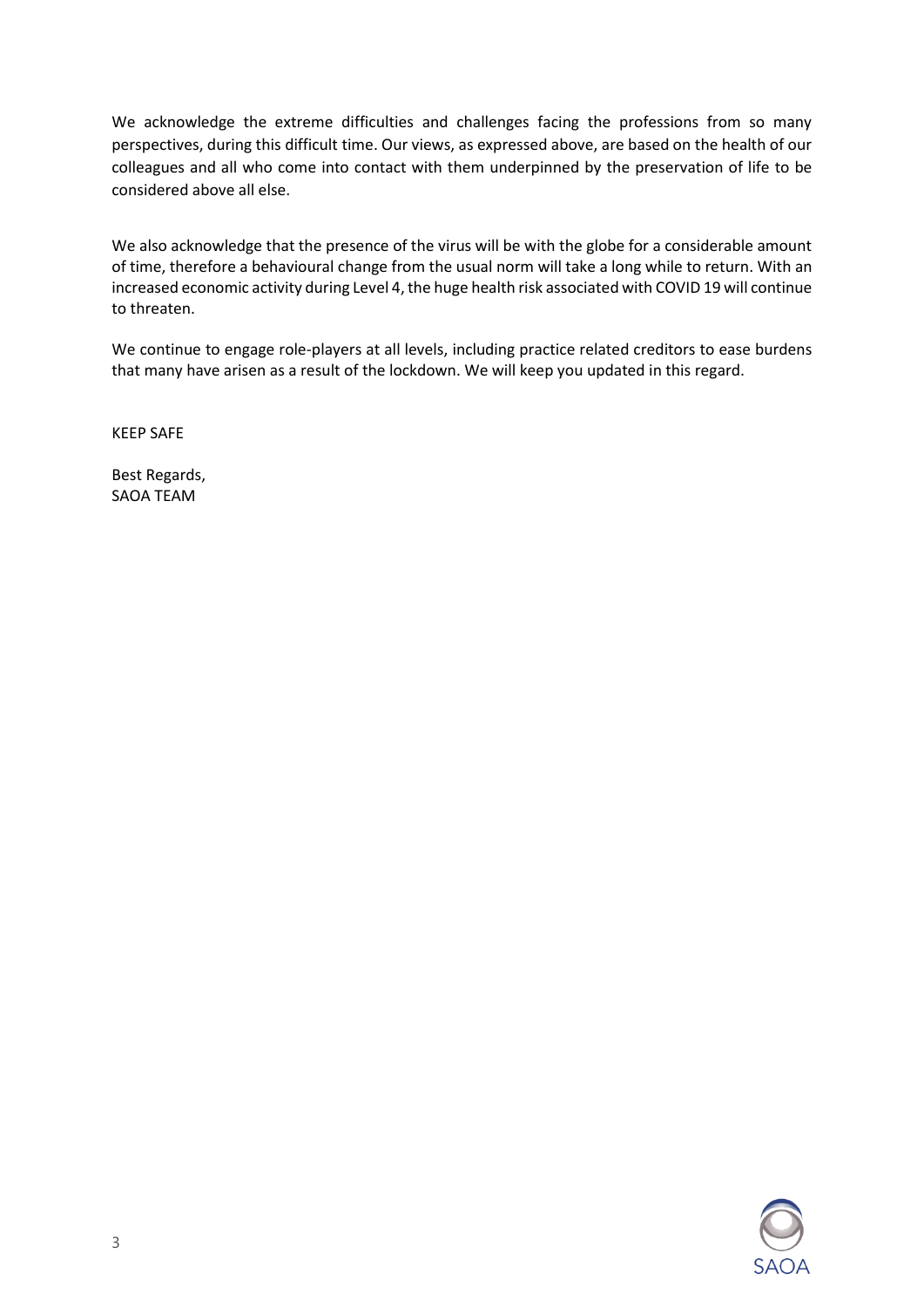We acknowledge the extreme difficulties and challenges facing the professions from so many perspectives, during this difficult time. Our views, as expressed above, are based on the health of our colleagues and all who come into contact with them underpinned by the preservation of life to be considered above all else.

We also acknowledge that the presence of the virus will be with the globe for a considerable amount of time, therefore a behavioural change from the usual norm will take a long while to return. With an increased economic activity during Level 4, the huge health risk associated with COVID 19 will continue to threaten.

We continue to engage role-players at all levels, including practice related creditors to ease burdens that many have arisen as a result of the lockdown. We will keep you updated in this regard.

KEEP SAFE

Best Regards,
SAOA TEAM